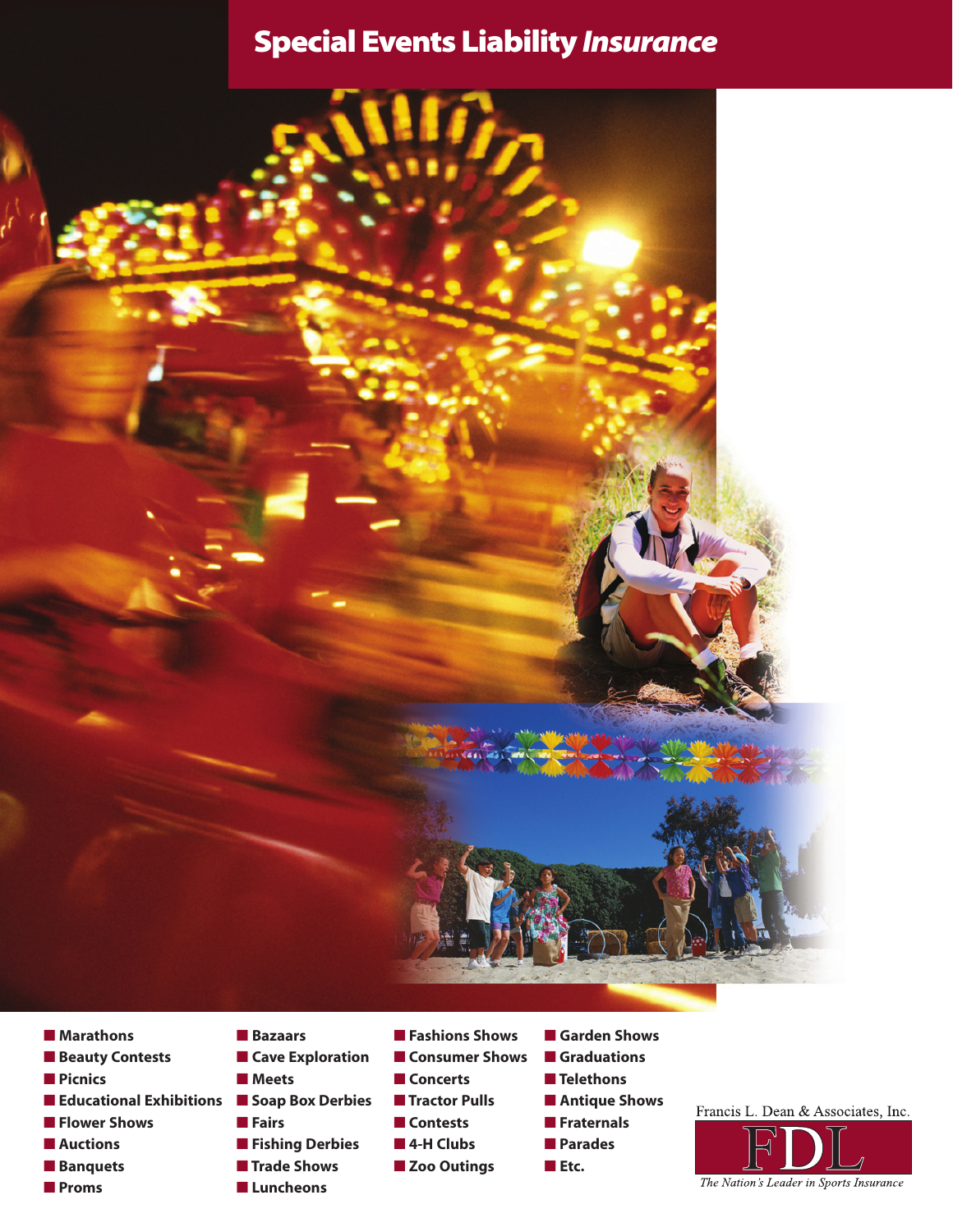# Special Events Liability *Insurance*

- Marathons
- Beauty Contests
- Picnics
- Educational Exhibitions
- Flower Shows
- Auctions
- Banquets
- Proms
- Bazaars
- Cave Exploration
- Meets
- Soap Box Derbies
- Fairs
- Fishing Derbies
- Trade Shows
- Luncheons
- Fashions Shows
- Consumer Shows
- Concerts
- Tractor Pulls
- Contests
- 4-H Clubs
- Zoo Outings
- Garden Shows
- Graduations
- Telethons
- Antique Shows
- Fraternals
- Parades
- Etc.

Francis L. Dean & Associates, Inc.

FDL

*The Nation's Leader in Sports Insurance*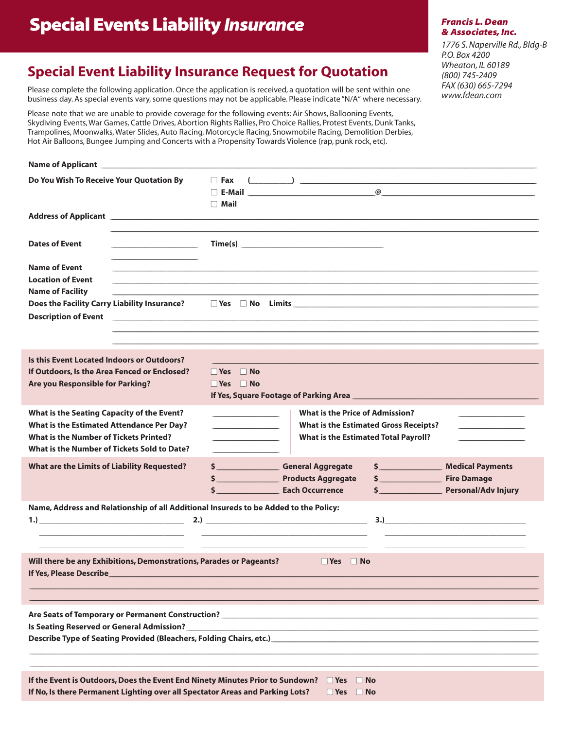# Special Events Liability *Insurance*

***Francis L. Dean & Associates, Inc.***

*1776 S. Naperville Rd., Bldg-B*
*P.O. Box 4200*
*Wheaton, IL 60189*
*(800) 745-2409*
*FAX (630) 665-7294*
*www.fdean.com*

## Special Event Liability Insurance Request for Quotation

Please complete the following application. Once the application is received, a quotation will be sent within one business day. As special events vary, some questions may not be applicable. Please indicate "N/A" where necessary.

Please note that we are unable to provide coverage for the following events: Air Shows, Ballooning Events, Skydiving Events, War Games, Cattle Drives, Abortion Rights Rallies, Pro Choice Rallies, Protest Events, Dunk Tanks, Trampolines, Moonwalks, Water Slides, Auto Racing, Motorcycle Racing, Snowmobile Racing, Demolition Derbies, Hot Air Balloons, Bungee Jumping and Concerts with a Propensity Towards Violence (rap, punk rock, etc).

**Name of Applicant** ______________________________

**Do You Wish To Receive Your Quotation By**
- ☐ **Fax** (________) ______________________________
- ☐ **E-Mail** ______________________@______________________
- ☐ **Mail**

**Address of Applicant** ______________________________

______________________________

**Dates of Event** ____________________ **Time(s)** ____________________

____________________

**Name of Event** ______________________________

**Location of Event** ______________________________

**Name of Facility** ______________________________

**Does the Facility Carry Liability Insurance?** ☐ **Yes** ☐ **No** **Limits** ______________________________

**Description of Event** ______________________________

______________________________

______________________________

**Is this Event Located Indoors or Outdoors?** ______________________________

**If Outdoors, Is the Area Fenced or Enclosed?** ☐ **Yes** ☐ **No**

**Are you Responsible for Parking?** ☐ **Yes** ☐ **No**

**If Yes, Square Footage of Parking Area** ______________________________

**What is the Seating Capacity of the Event?** ______________

**What is the Estimated Attendance Per Day?** ______________

**What is the Number of Tickets Printed?** ______________

**What is the Number of Tickets Sold to Date?** ______________

**What is the Price of Admission?** ______________

**What is the Estimated Gross Receipts?** ______________

**What is the Estimated Total Payroll?** ______________

**What are the Limits of Liability Requested?**

| | | | |
|---|---|---|---|
| $______________ | **General Aggregate** | $______________ | **Medical Payments** |
| $______________ | **Products Aggregate** | $______________ | **Fire Damage** |
| $______________ | **Each Occurrence** | $______________ | **Personal/Adv Injury** |

**Name, Address and Relationship of all Additional Insureds to be Added to the Policy:**

**1.)** ______________________ **2.)** ______________________ **3.)** ______________________

______________________ ______________________ ______________________

______________________ ______________________ ______________________

**Will there be any Exhibitions, Demonstrations, Parades or Pageants?** ☐ **Yes** ☐ **No**

**If Yes, Please Describe** ______________________________

______________________________

______________________________

**Are Seats of Temporary or Permanent Construction?** ______________________________

**Is Seating Reserved or General Admission?** ______________________________

**Describe Type of Seating Provided (Bleachers, Folding Chairs, etc.)** ______________________________

______________________________

______________________________

**If the Event is Outdoors, Does the Event End Ninety Minutes Prior to Sundown?** ☐ **Yes** ☐ **No**

**If No, Is there Permanent Lighting over all Spectator Areas and Parking Lots?** ☐ **Yes** ☐ **No**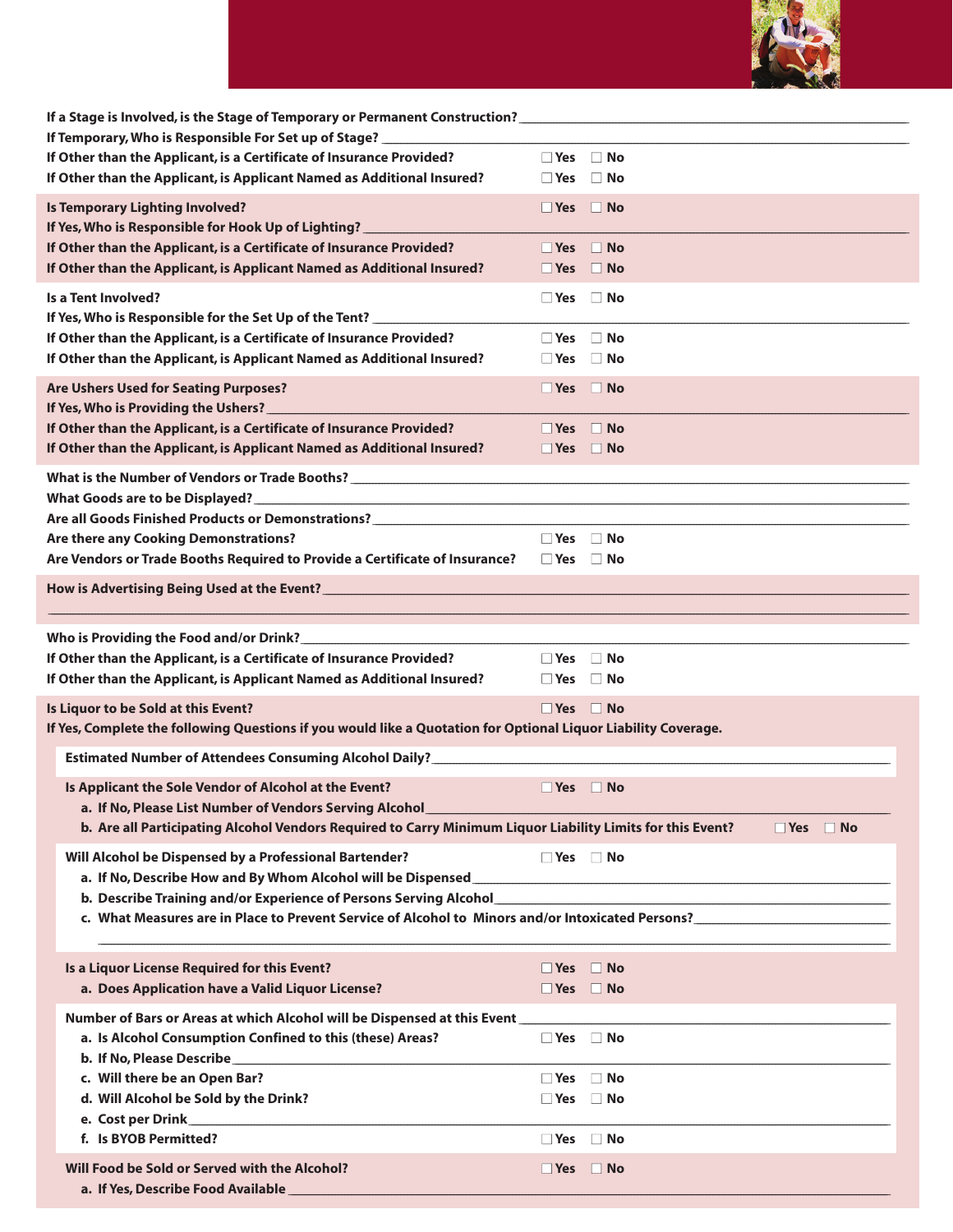If a Stage is Involved, is the Stage of Temporary or Permanent Construction? ______________________

If Temporary, Who is Responsible For Set up of Stage? ______________________

If Other than the Applicant, is a Certificate of Insurance Provided? ☐ Yes ☐ No

If Other than the Applicant, is Applicant Named as Additional Insured? ☐ Yes ☐ No

Is Temporary Lighting Involved? ☐ Yes ☐ No

If Yes, Who is Responsible for Hook Up of Lighting? ______________________

If Other than the Applicant, is a Certificate of Insurance Provided? ☐ Yes ☐ No

If Other than the Applicant, is Applicant Named as Additional Insured? ☐ Yes ☐ No

Is a Tent Involved? ☐ Yes ☐ No

If Yes, Who is Responsible for the Set Up of the Tent? ______________________

If Other than the Applicant, is a Certificate of Insurance Provided? ☐ Yes ☐ No

If Other than the Applicant, is Applicant Named as Additional Insured? ☐ Yes ☐ No

Are Ushers Used for Seating Purposes? ☐ Yes ☐ No

If Yes, Who is Providing the Ushers? ______________________

If Other than the Applicant, is a Certificate of Insurance Provided? ☐ Yes ☐ No

If Other than the Applicant, is Applicant Named as Additional Insured? ☐ Yes ☐ No

What is the Number of Vendors or Trade Booths? ______________________

What Goods are to be Displayed? ______________________

Are all Goods Finished Products or Demonstrations? ______________________

Are there any Cooking Demonstrations? ☐ Yes ☐ No

Are Vendors or Trade Booths Required to Provide a Certificate of Insurance? ☐ Yes ☐ No

How is Advertising Being Used at the Event? ______________________

______________________

Who is Providing the Food and/or Drink? ______________________

If Other than the Applicant, is a Certificate of Insurance Provided? ☐ Yes ☐ No

If Other than the Applicant, is Applicant Named as Additional Insured? ☐ Yes ☐ No

Is Liquor to be Sold at this Event? ☐ Yes ☐ No

If Yes, Complete the following Questions if you would like a Quotation for Optional Liquor Liability Coverage.

Estimated Number of Attendees Consuming Alcohol Daily? ______________________

Is Applicant the Sole Vendor of Alcohol at the Event? ☐ Yes ☐ No

a. If No, Please List Number of Vendors Serving Alcohol ______________________

b. Are all Participating Alcohol Vendors Required to Carry Minimum Liquor Liability Limits for this Event? ☐ Yes ☐ No

Will Alcohol be Dispensed by a Professional Bartender? ☐ Yes ☐ No

a. If No, Describe How and By Whom Alcohol will be Dispensed ______________________

b. Describe Training and/or Experience of Persons Serving Alcohol ______________________

c. What Measures are in Place to Prevent Service of Alcohol to Minors and/or Intoxicated Persons? ______________________

______________________

Is a Liquor License Required for this Event? ☐ Yes ☐ No

a. Does Application have a Valid Liquor License? ☐ Yes ☐ No

Number of Bars or Areas at which Alcohol will be Dispensed at this Event ______________________

a. Is Alcohol Consumption Confined to this (these) Areas? ☐ Yes ☐ No

b. If No, Please Describe ______________________

c. Will there be an Open Bar? ☐ Yes ☐ No

d. Will Alcohol be Sold by the Drink? ☐ Yes ☐ No

e. Cost per Drink ______________________

f. Is BYOB Permitted? ☐ Yes ☐ No

Will Food be Sold or Served with the Alcohol? ☐ Yes ☐ No

a. If Yes, Describe Food Available ______________________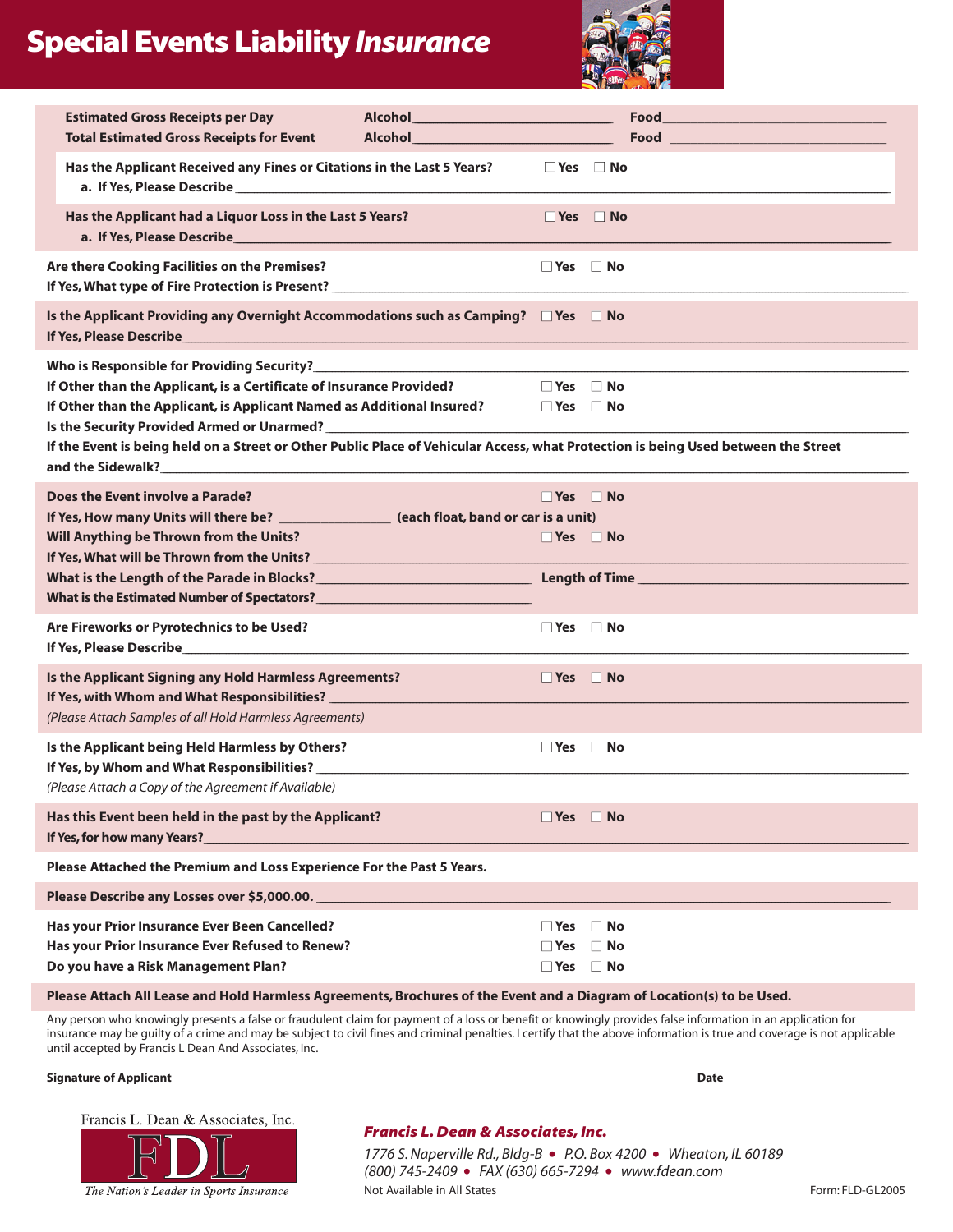# Special Events Liability *Insurance*

**Estimated Gross Receipts per Day** **Alcohol**\_\_\_\_\_\_\_\_\_\_\_\_\_\_\_\_\_\_\_\_ **Food**\_\_\_\_\_\_\_\_\_\_\_\_\_\_\_\_\_\_\_\_

**Total Estimated Gross Receipts for Event** **Alcohol**\_\_\_\_\_\_\_\_\_\_\_\_\_\_\_\_\_\_\_\_ **Food** \_\_\_\_\_\_\_\_\_\_\_\_\_\_\_\_\_\_\_\_

**Has the Applicant Received any Fines or Citations in the Last 5 Years?** ☐ Yes ☐ No
**a. If Yes, Please Describe** \_\_\_\_\_\_\_\_\_\_\_\_\_\_\_\_\_\_\_\_

**Has the Applicant had a Liquor Loss in the Last 5 Years?** ☐ Yes ☐ No
**a. If Yes, Please Describe**\_\_\_\_\_\_\_\_\_\_\_\_\_\_\_\_\_\_\_\_

**Are there Cooking Facilities on the Premises?** ☐ Yes ☐ No
**If Yes, What type of Fire Protection is Present?** \_\_\_\_\_\_\_\_\_\_\_\_\_\_\_\_\_\_\_\_

**Is the Applicant Providing any Overnight Accommodations such as Camping?** ☐ Yes ☐ No
**If Yes, Please Describe**\_\_\_\_\_\_\_\_\_\_\_\_\_\_\_\_\_\_\_\_

**Who is Responsible for Providing Security?**\_\_\_\_\_\_\_\_\_\_\_\_\_\_\_\_\_\_\_\_
**If Other than the Applicant, is a Certificate of Insurance Provided?** ☐ Yes ☐ No
**If Other than the Applicant, is Applicant Named as Additional Insured?** ☐ Yes ☐ No
**Is the Security Provided Armed or Unarmed?** \_\_\_\_\_\_\_\_\_\_\_\_\_\_\_\_\_\_\_\_
**If the Event is being held on a Street or Other Public Place of Vehicular Access, what Protection is being Used between the Street and the Sidewalk?**\_\_\_\_\_\_\_\_\_\_\_\_\_\_\_\_\_\_\_\_

**Does the Event involve a Parade?** ☐ Yes ☐ No
**If Yes, How many Units will there be?** \_\_\_\_\_\_\_\_\_\_ **(each float, band or car is a unit)**
**Will Anything be Thrown from the Units?** ☐ Yes ☐ No
**If Yes, What will be Thrown from the Units?** \_\_\_\_\_\_\_\_\_\_\_\_\_\_\_\_\_\_\_\_
**What is the Length of the Parade in Blocks?**\_\_\_\_\_\_\_\_\_\_\_\_\_\_\_\_\_\_\_\_ **Length of Time** \_\_\_\_\_\_\_\_\_\_\_\_\_\_\_\_\_\_\_\_
**What is the Estimated Number of Spectators?**\_\_\_\_\_\_\_\_\_\_\_\_\_\_\_\_\_\_\_\_

**Are Fireworks or Pyrotechnics to be Used?** ☐ Yes ☐ No
**If Yes, Please Describe**\_\_\_\_\_\_\_\_\_\_\_\_\_\_\_\_\_\_\_\_

**Is the Applicant Signing any Hold Harmless Agreements?** ☐ Yes ☐ No
**If Yes, with Whom and What Responsibilities?** \_\_\_\_\_\_\_\_\_\_\_\_\_\_\_\_\_\_\_\_
*(Please Attach Samples of all Hold Harmless Agreements)*

**Is the Applicant being Held Harmless by Others?** ☐ Yes ☐ No
**If Yes, by Whom and What Responsibilities?** \_\_\_\_\_\_\_\_\_\_\_\_\_\_\_\_\_\_\_\_
*(Please Attach a Copy of the Agreement if Available)*

**Has this Event been held in the past by the Applicant?** ☐ Yes ☐ No
**If Yes, for how many Years?**\_\_\_\_\_\_\_\_\_\_\_\_\_\_\_\_\_\_\_\_

**Please Attached the Premium and Loss Experience For the Past 5 Years.**

**Please Describe any Losses over $5,000.00.** \_\_\_\_\_\_\_\_\_\_\_\_\_\_\_\_\_\_\_\_

**Has your Prior Insurance Ever Been Cancelled?** ☐ Yes ☐ No
**Has your Prior Insurance Ever Refused to Renew?** ☐ Yes ☐ No
**Do you have a Risk Management Plan?** ☐ Yes ☐ No

**Please Attach All Lease and Hold Harmless Agreements, Brochures of the Event and a Diagram of Location(s) to be Used.**

Any person who knowingly presents a false or fraudulent claim for payment of a loss or benefit or knowingly provides false information in an application for insurance may be guilty of a crime and may be subject to civil fines and criminal penalties. I certify that the above information is true and coverage is not applicable until accepted by Francis L Dean And Associates, Inc.

**Signature of Applicant**\_\_\_\_\_\_\_\_\_\_\_\_\_\_\_\_\_\_\_\_ **Date** \_\_\_\_\_\_\_\_\_\_\_\_\_\_\_\_\_\_\_\_

Francis L. Dean & Associates, Inc.
FDL
*The Nation's Leader in Sports Insurance*

***Francis L. Dean & Associates, Inc.***
*1776 S. Naperville Rd., Bldg-B • P.O. Box 4200 • Wheaton, IL 60189*
*(800) 745-2409 • FAX (630) 665-7294 • www.fdean.com*
Not Available in All States

Form: FLD-GL2005